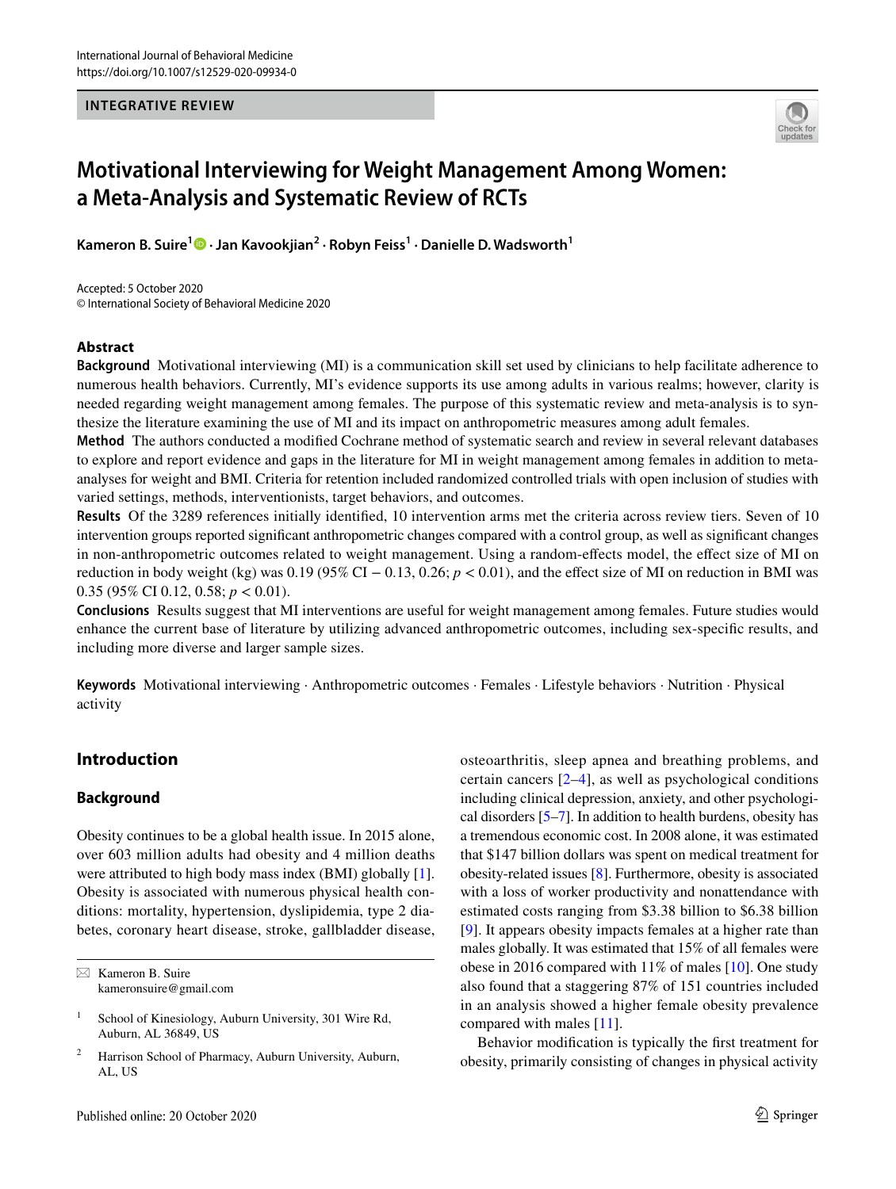INTEGRATIVE REVIEW

# Motivational Interviewing for Weight Management Among Women: a Meta-Analysis and Systematic Review of RCTs

**Kameron B. Suire[1] · Jan Kavookjian[2] · Robyn Feiss[1] · Danielle D. Wadsworth[1]**

Accepted: 5 October 2020
© International Society of Behavioral Medicine 2020

## Abstract

**Background** Motivational interviewing (MI) is a communication skill set used by clinicians to help facilitate adherence to numerous health behaviors. Currently, MI's evidence supports its use among adults in various realms; however, clarity is needed regarding weight management among females. The purpose of this systematic review and meta-analysis is to synthesize the literature examining the use of MI and its impact on anthropometric measures among adult females.

**Method** The authors conducted a modified Cochrane method of systematic search and review in several relevant databases to explore and report evidence and gaps in the literature for MI in weight management among females in addition to meta-analyses for weight and BMI. Criteria for retention included randomized controlled trials with open inclusion of studies with varied settings, methods, interventionists, target behaviors, and outcomes.

**Results** Of the 3289 references initially identified, 10 intervention arms met the criteria across review tiers. Seven of 10 intervention groups reported significant anthropometric changes compared with a control group, as well as significant changes in non-anthropometric outcomes related to weight management. Using a random-effects model, the effect size of MI on reduction in body weight (kg) was 0.19 (95% CI − 0.13, 0.26; $p < 0.01$), and the effect size of MI on reduction in BMI was 0.35 (95% CI 0.12, 0.58; $p < 0.01$).

**Conclusions** Results suggest that MI interventions are useful for weight management among females. Future studies would enhance the current base of literature by utilizing advanced anthropometric outcomes, including sex-specific results, and including more diverse and larger sample sizes.

**Keywords** Motivational interviewing · Anthropometric outcomes · Females · Lifestyle behaviors · Nutrition · Physical activity

## Introduction

### Background

Obesity continues to be a global health issue. In 2015 alone, over 603 million adults had obesity and 4 million deaths were attributed to high body mass index (BMI) globally [1]. Obesity is associated with numerous physical health conditions: mortality, hypertension, dyslipidemia, type 2 diabetes, coronary heart disease, stroke, gallbladder disease, osteoarthritis, sleep apnea and breathing problems, and certain cancers [2–4], as well as psychological conditions including clinical depression, anxiety, and other psychological disorders [5–7]. In addition to health burdens, obesity has a tremendous economic cost. In 2008 alone, it was estimated that $147 billion dollars was spent on medical treatment for obesity-related issues [8]. Furthermore, obesity is associated with a loss of worker productivity and nonattendance with estimated costs ranging from $3.38 billion to $6.38 billion [9]. It appears obesity impacts females at a higher rate than males globally. It was estimated that 15% of all females were obese in 2016 compared with 11% of males [10]. One study also found that a staggering 87% of 151 countries included in an analysis showed a higher female obesity prevalence compared with males [11].

Behavior modification is typically the first treatment for obesity, primarily consisting of changes in physical activity

---

✉ Kameron B. Suire
kameronsuire@gmail.com

[1] School of Kinesiology, Auburn University, 301 Wire Rd, Auburn, AL 36849, US

[2] Harrison School of Pharmacy, Auburn University, Auburn, AL, US

Published online: 20 October 2020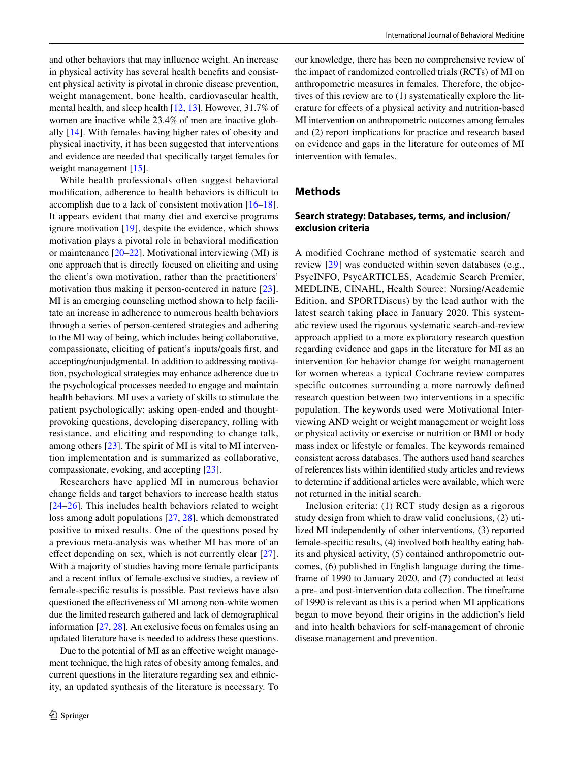and other behaviors that may influence weight. An increase in physical activity has several health benefits and consistent physical activity is pivotal in chronic disease prevention, weight management, bone health, cardiovascular health, mental health, and sleep health [12, 13]. However, 31.7% of women are inactive while 23.4% of men are inactive globally [14]. With females having higher rates of obesity and physical inactivity, it has been suggested that interventions and evidence are needed that specifically target females for weight management [15].

While health professionals often suggest behavioral modification, adherence to health behaviors is difficult to accomplish due to a lack of consistent motivation [16–18]. It appears evident that many diet and exercise programs ignore motivation [19], despite the evidence, which shows motivation plays a pivotal role in behavioral modification or maintenance [20–22]. Motivational interviewing (MI) is one approach that is directly focused on eliciting and using the client's own motivation, rather than the practitioners' motivation thus making it person-centered in nature [23]. MI is an emerging counseling method shown to help facilitate an increase in adherence to numerous health behaviors through a series of person-centered strategies and adhering to the MI way of being, which includes being collaborative, compassionate, eliciting of patient's inputs/goals first, and accepting/nonjudgmental. In addition to addressing motivation, psychological strategies may enhance adherence due to the psychological processes needed to engage and maintain health behaviors. MI uses a variety of skills to stimulate the patient psychologically: asking open-ended and thought-provoking questions, developing discrepancy, rolling with resistance, and eliciting and responding to change talk, among others [23]. The spirit of MI is vital to MI intervention implementation and is summarized as collaborative, compassionate, evoking, and accepting [23].

Researchers have applied MI in numerous behavior change fields and target behaviors to increase health status [24–26]. This includes health behaviors related to weight loss among adult populations [27, 28], which demonstrated positive to mixed results. One of the questions posed by a previous meta-analysis was whether MI has more of an effect depending on sex, which is not currently clear [27]. With a majority of studies having more female participants and a recent influx of female-exclusive studies, a review of female-specific results is possible. Past reviews have also questioned the effectiveness of MI among non-white women due the limited research gathered and lack of demographical information [27, 28]. An exclusive focus on females using an updated literature base is needed to address these questions.

Due to the potential of MI as an effective weight management technique, the high rates of obesity among females, and current questions in the literature regarding sex and ethnicity, an updated synthesis of the literature is necessary. To our knowledge, there has been no comprehensive review of the impact of randomized controlled trials (RCTs) of MI on anthropometric measures in females. Therefore, the objectives of this review are to (1) systematically explore the literature for effects of a physical activity and nutrition-based MI intervention on anthropometric outcomes among females and (2) report implications for practice and research based on evidence and gaps in the literature for outcomes of MI intervention with females.

## Methods

### Search strategy: Databases, terms, and inclusion/exclusion criteria

A modified Cochrane method of systematic search and review [29] was conducted within seven databases (e.g., PsycINFO, PsycARTICLES, Academic Search Premier, MEDLINE, CINAHL, Health Source: Nursing/Academic Edition, and SPORTDiscus) by the lead author with the latest search taking place in January 2020. This systematic review used the rigorous systematic search-and-review approach applied to a more exploratory research question regarding evidence and gaps in the literature for MI as an intervention for behavior change for weight management for women whereas a typical Cochrane review compares specific outcomes surrounding a more narrowly defined research question between two interventions in a specific population. The keywords used were Motivational Interviewing AND weight or weight management or weight loss or physical activity or exercise or nutrition or BMI or body mass index or lifestyle or females. The keywords remained consistent across databases. The authors used hand searches of references lists within identified study articles and reviews to determine if additional articles were available, which were not returned in the initial search.

Inclusion criteria: (1) RCT study design as a rigorous study design from which to draw valid conclusions, (2) utilized MI independently of other interventions, (3) reported female-specific results, (4) involved both healthy eating habits and physical activity, (5) contained anthropometric outcomes, (6) published in English language during the timeframe of 1990 to January 2020, and (7) conducted at least a pre- and post-intervention data collection. The timeframe of 1990 is relevant as this is a period when MI applications began to move beyond their origins in the addiction's field and into health behaviors for self-management of chronic disease management and prevention.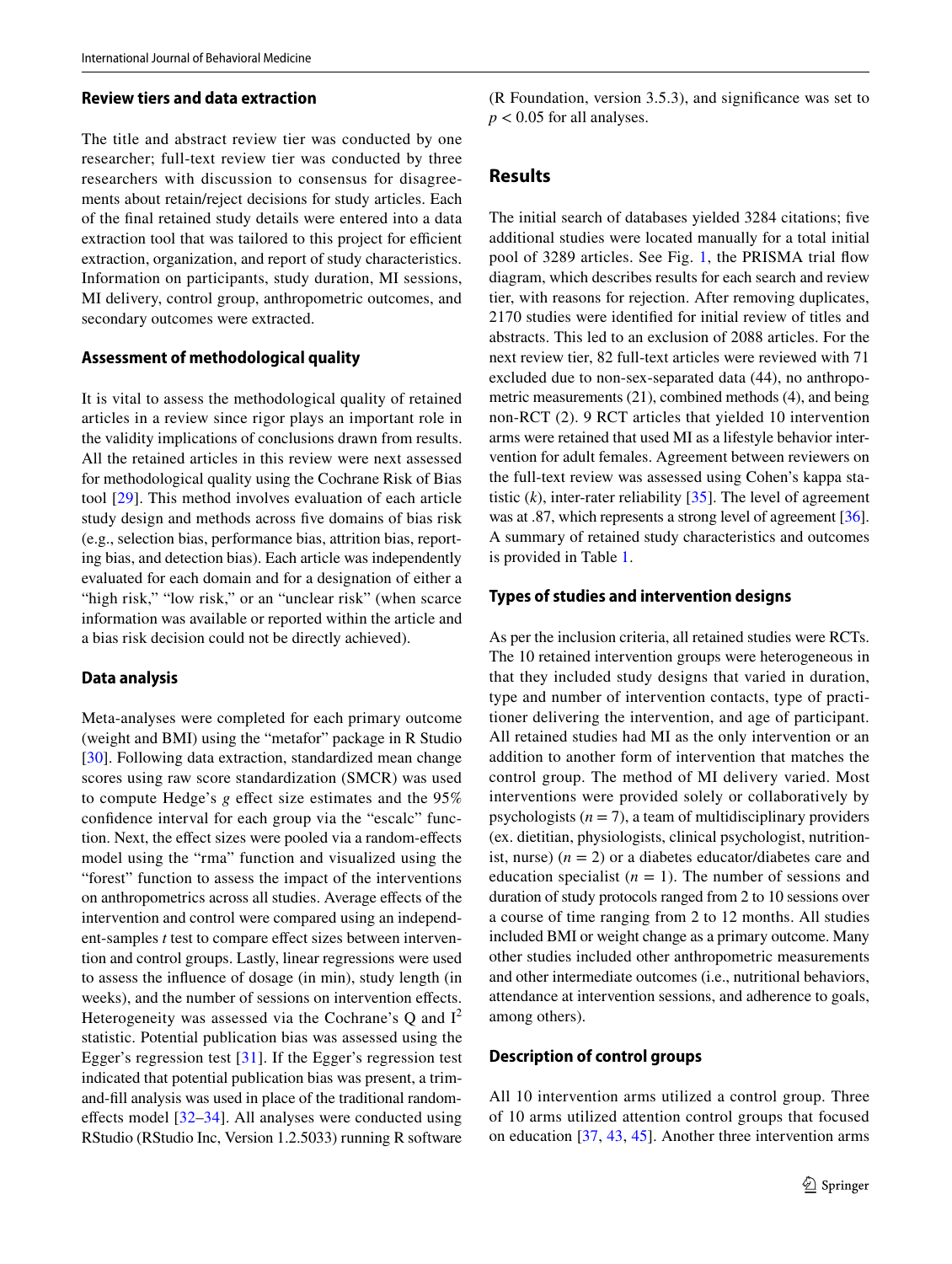### Review tiers and data extraction

The title and abstract review tier was conducted by one researcher; full-text review tier was conducted by three researchers with discussion to consensus for disagreements about retain/reject decisions for study articles. Each of the final retained study details were entered into a data extraction tool that was tailored to this project for efficient extraction, organization, and report of study characteristics. Information on participants, study duration, MI sessions, MI delivery, control group, anthropometric outcomes, and secondary outcomes were extracted.

### Assessment of methodological quality

It is vital to assess the methodological quality of retained articles in a review since rigor plays an important role in the validity implications of conclusions drawn from results. All the retained articles in this review were next assessed for methodological quality using the Cochrane Risk of Bias tool [29]. This method involves evaluation of each article study design and methods across five domains of bias risk (e.g., selection bias, performance bias, attrition bias, reporting bias, and detection bias). Each article was independently evaluated for each domain and for a designation of either a "high risk," "low risk," or an "unclear risk" (when scarce information was available or reported within the article and a bias risk decision could not be directly achieved).

### Data analysis

Meta-analyses were completed for each primary outcome (weight and BMI) using the "metafor" package in R Studio [30]. Following data extraction, standardized mean change scores using raw score standardization (SMCR) was used to compute Hedge's *g* effect size estimates and the 95% confidence interval for each group via the "escalc" function. Next, the effect sizes were pooled via a random-effects model using the "rma" function and visualized using the "forest" function to assess the impact of the interventions on anthropometrics across all studies. Average effects of the intervention and control were compared using an independent-samples *t* test to compare effect sizes between intervention and control groups. Lastly, linear regressions were used to assess the influence of dosage (in min), study length (in weeks), and the number of sessions on intervention effects. Heterogeneity was assessed via the Cochrane's Q and $I^2$ statistic. Potential publication bias was assessed using the Egger's regression test [31]. If the Egger's regression test indicated that potential publication bias was present, a trim-and-fill analysis was used in place of the traditional random-effects model [32–34]. All analyses were conducted using RStudio (RStudio Inc, Version 1.2.5033) running R software (R Foundation, version 3.5.3), and significance was set to $p < 0.05$ for all analyses.

## Results

The initial search of databases yielded 3284 citations; five additional studies were located manually for a total initial pool of 3289 articles. See Fig. 1, the PRISMA trial flow diagram, which describes results for each search and review tier, with reasons for rejection. After removing duplicates, 2170 studies were identified for initial review of titles and abstracts. This led to an exclusion of 2088 articles. For the next review tier, 82 full-text articles were reviewed with 71 excluded due to non-sex-separated data (44), no anthropometric measurements (21), combined methods (4), and being non-RCT (2). 9 RCT articles that yielded 10 intervention arms were retained that used MI as a lifestyle behavior intervention for adult females. Agreement between reviewers on the full-text review was assessed using Cohen's kappa statistic (*k*), inter-rater reliability [35]. The level of agreement was at .87, which represents a strong level of agreement [36]. A summary of retained study characteristics and outcomes is provided in Table 1.

### Types of studies and intervention designs

As per the inclusion criteria, all retained studies were RCTs. The 10 retained intervention groups were heterogeneous in that they included study designs that varied in duration, type and number of intervention contacts, type of practitioner delivering the intervention, and age of participant. All retained studies had MI as the only intervention or an addition to another form of intervention that matches the control group. The method of MI delivery varied. Most interventions were provided solely or collaboratively by psychologists ($n = 7$), a team of multidisciplinary providers (ex. dietitian, physiologists, clinical psychologist, nutritionist, nurse) ($n = 2$) or a diabetes educator/diabetes care and education specialist ($n = 1$). The number of sessions and duration of study protocols ranged from 2 to 10 sessions over a course of time ranging from 2 to 12 months. All studies included BMI or weight change as a primary outcome. Many other studies included other anthropometric measurements and other intermediate outcomes (i.e., nutritional behaviors, attendance at intervention sessions, and adherence to goals, among others).

### Description of control groups

All 10 intervention arms utilized a control group. Three of 10 arms utilized attention control groups that focused on education [37, 43, 45]. Another three intervention arms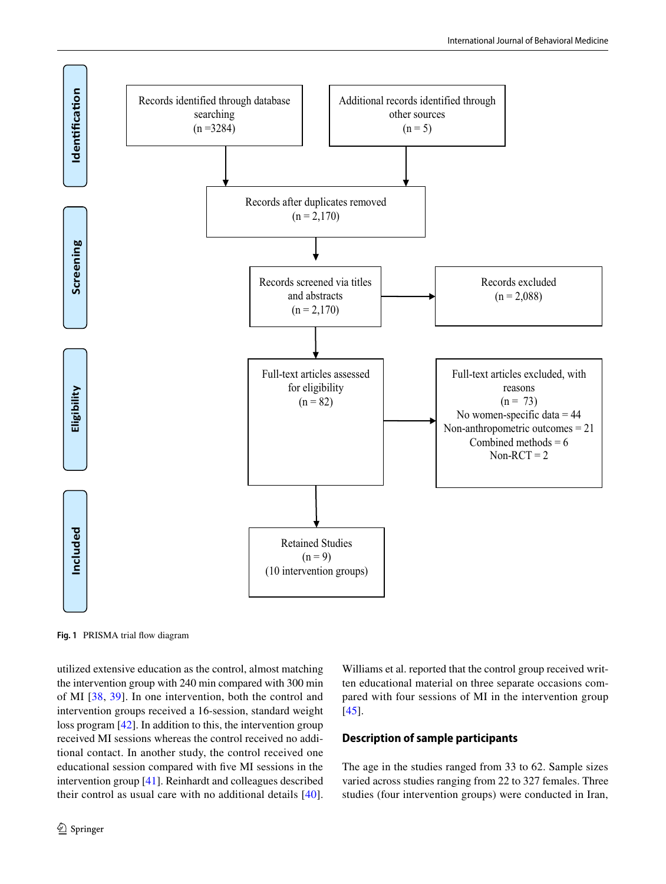Identification

Records identified through database searching (n =3284)

Additional records identified through other sources (n = 5)

Screening

Records after duplicates removed (n = 2,170)

Records screened via titles and abstracts (n = 2,170)

Records excluded (n = 2,088)

Eligibility

Full-text articles assessed for eligibility (n = 82)

Full-text articles excluded, with reasons (n = 73)
No women-specific data = 44
Non-anthropometric outcomes = 21
Combined methods = 6
Non-RCT = 2

Included

Retained Studies (n = 9) (10 intervention groups)

**Fig. 1** PRISMA trial flow diagram

utilized extensive education as the control, almost matching the intervention group with 240 min compared with 300 min of MI [38, 39]. In one intervention, both the control and intervention groups received a 16-session, standard weight loss program [42]. In addition to this, the intervention group received MI sessions whereas the control received no additional contact. In another study, the control received one educational session compared with five MI sessions in the intervention group [41]. Reinhardt and colleagues described their control as usual care with no additional details [40]. Williams et al. reported that the control group received written educational material on three separate occasions compared with four sessions of MI in the intervention group [45].

## Description of sample participants

The age in the studies ranged from 33 to 62. Sample sizes varied across studies ranging from 22 to 327 females. Three studies (four intervention groups) were conducted in Iran,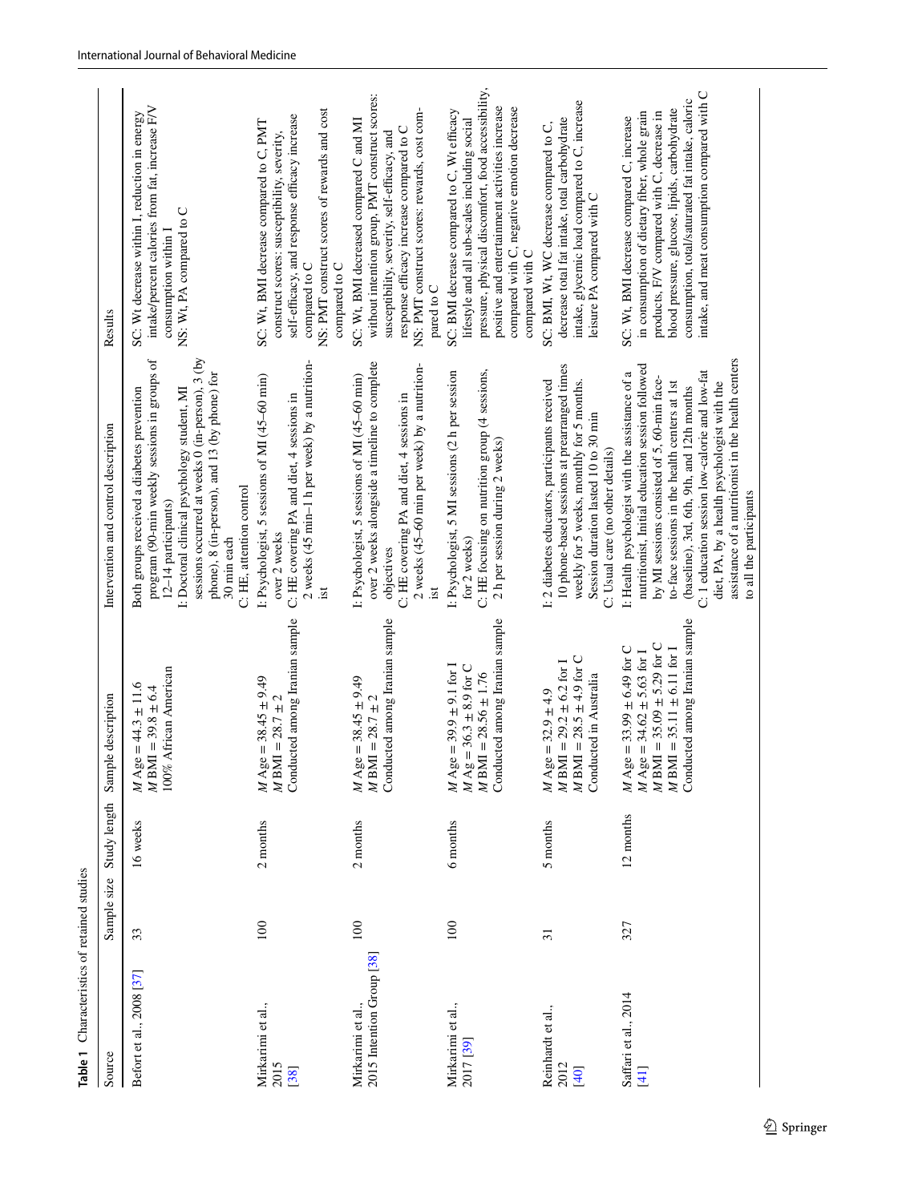**Table 1** Characteristics of retained studies

| Source | Sample size | Study length | Sample description | Intervention and control description | Results |
|---|---|---|---|---|---|
| Befort et al., 2008 [37] | 33 | 16 weeks | *M* Age = 44.3 ± 11.6<br>*M* BMI = 39.8 ± 6.4<br>100% African American | Both groups received a diabetes prevention program (90-min weekly sessions in groups of 12–14 participants)<br>I: Doctoral clinical psychology student, MI sessions occurred at weeks 0 (in-person), 3 (by phone), 8 (in-person), and 13 (by phone) for 30 min each<br>C: HE, attention control | SC: Wt decrease within I, reduction in energy intake/percent calories from fat, increase F/V consumption within I<br>NS: Wt, PA compared to C |
| Mirkarimi et al., 2015 [38] | 100 | 2 months | *M* Age = 38.45 ± 9.49<br>*M* BMI = 28.7 ± 2<br>Conducted among Iranian sample | I: Psychologist, 5 sessions of MI (45–60 min) over 2 weeks<br>C: HE covering PA and diet, 4 sessions in 2 weeks (45 min–1 h per week) by a nutritionist | SC: Wt, BMI decrease compared to C, PMT construct scores: susceptibility, severity, self-efficacy, and response efficacy increase compared to C<br>NS: PMT construct scores of rewards and cost compared to C |
| Mirkarimi et al., 2015 Intention Group [38] | 100 | 2 months | *M* Age = 38.45 ± 9.49<br>*M* BMI = 28.7 ± 2<br>Conducted among Iranian sample | I: Psychologist, 5 sessions of MI (45–60 min) over 2 weeks alongside a timeline to complete objectives<br>C: HE covering PA and diet, 4 sessions in 2 weeks (45–60 min per week) by a nutritionist | SC: Wt, BMI decreased compared C and MI without intention group, PMT construct scores: susceptibility, severity, self-efficacy, and response efficacy increase compared to C<br>NS: PMT construct scores: rewards, cost compared to C |
| Mirkarimi et al., 2017 [39] | 100 | 6 months | *M* Age = 39.9 ± 9.1 for I<br>*M* Ag = 36.3 ± 8.9 for C<br>*M* BMI = 28.56 ± 1.76<br>Conducted among Iranian sample | I: Psychologist, 5 MI sessions (2 h per session for 2 weeks)<br>C: HE focusing on nutrition group (4 sessions, 2 h per session during 2 weeks) | SC: BMI decrease compared to C, Wt efficacy lifestyle and all sub-scales including social pressure, physical discomfort, food accessibility, positive and entertainment activities increase compared with C, negative emotion decrease compared with C |
| Reinhardt et al., 2012 [40] | 31 | 5 months | *M* Age = 32.9 ± 4.9<br>*M* BMI = 29.2 ± 6.2 for I<br>*M* BMI = 28.5 ± 4.9 for C<br>Conducted in Australia | I: 2 diabetes educators, participants received 10 phone-based sessions at prearranged times weekly for 5 weeks, monthly for 5 months. Session duration lasted 10 to 30 min<br>C: Usual care (no other details) | SC: BMI, Wt, WC decrease compared to C, decrease total fat intake, total carbohydrate intake, glycemic load compared to C, increase leisure PA compared with C |
| Saffari et al., 2014 [41] | 327 | 12 months | *M* Age = 33.99 ± 6.49 for C<br>*M* Age = 34.62 ± 5.63 for I<br>*M* BMI = 35.09 ± 5.29 for C<br>*M* BMI = 35.11 ± 6.11 for I<br>Conducted among Iranian sample | I: Health psychologist with the assistance of a nutritionist, Initial education session followed by MI sessions consisted of 5, 60-min face-to-face sessions in the health centers at 1st (baseline), 3rd, 6th, 9th, and 12th months<br>C: 1 education session low-calorie and low-fat diet, PA, by a health psychologist with the assistance of a nutritionist in the health centers to all the participants | SC: Wt, BMI decrease compared C, increase in consumption of dietary fiber, whole grain products, F/V compared with C, decrease in blood pressure, glucose, lipids, carbohydrate consumption, total/saturated fat intake, caloric intake, and meat consumption compared with C |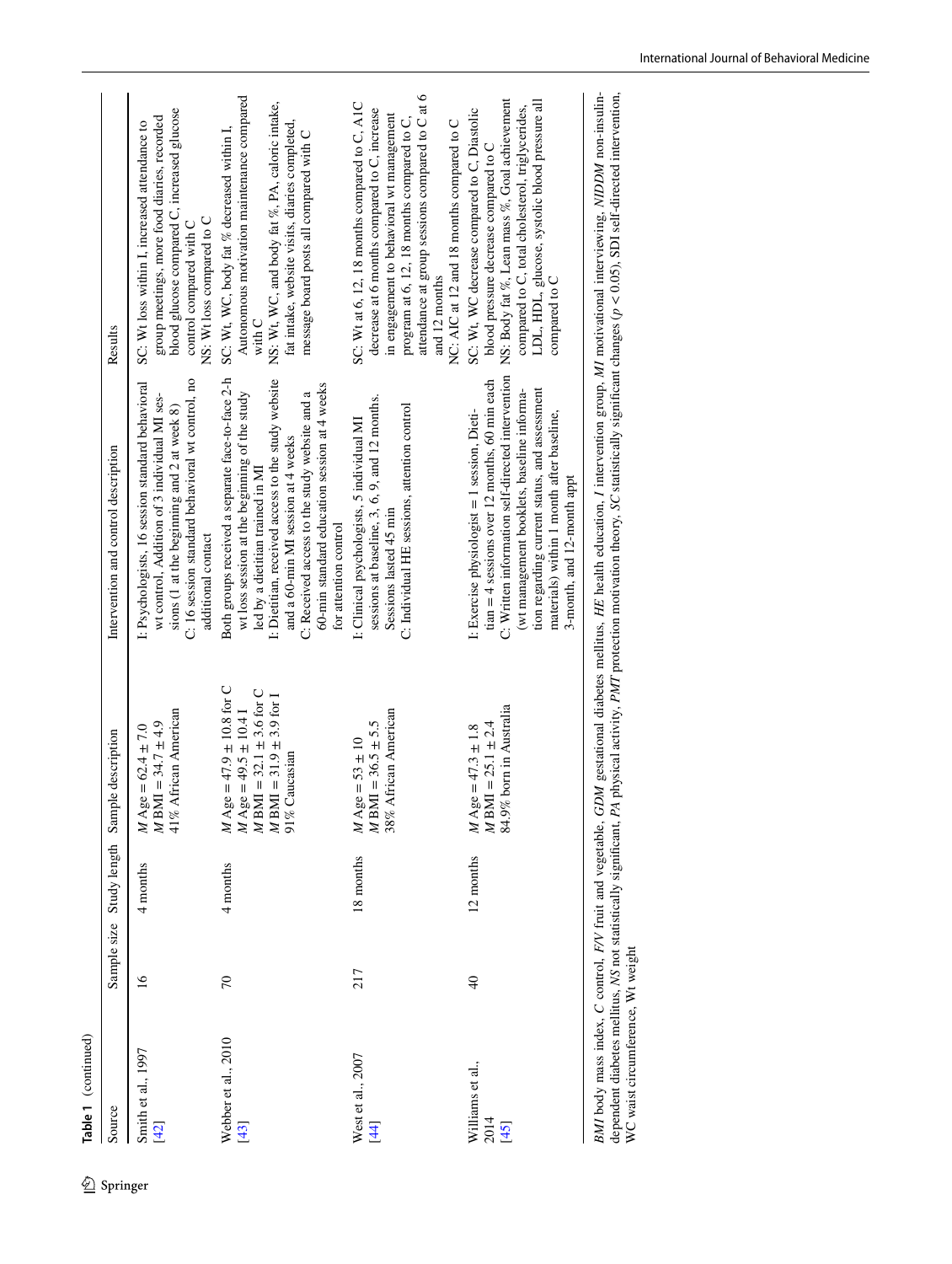**Table 1** (continued)

| Source | Sample size | Study length | Sample description | Intervention and control description | Results |
|---|---|---|---|---|---|
| Smith et al., 1997 [42] | 16 | 4 months | *M* Age = 62.4 ± 7.0<br>*M* BMI = 34.7 ± 4.9<br>41% African American | I: Psychologists, 16 session standard behavioral wt control. Addition of 3 individual MI sessions (1 at the beginning and 2 at week 8)<br>C: 16 session standard behavioral wt control, no additional contact | SC: Wt loss within I, increased attendance to group meetings, more food diaries, recorded blood glucose compared C, increased glucose control compared with C<br>NS: Wt loss compared to C |
| Webber et al., 2010 [43] | 70 | 4 months | *M* Age = 47.9 ± 10.8 for C<br>*M* Age = 49.5 ± 10.4 I<br>*M* BMI = 32.1 ± 3.6 for C<br>*M* BMI = 31.9 ± 3.9 for I<br>91% Caucasian | Both groups received a separate face-to-face 2-h wt loss session at the beginning of the study led by a dietitian trained in MI<br>I: Dietitian, received access to the study website and a 60-min MI session at 4 weeks<br>C: Received access to the study website and a 60-min standard education session at 4 weeks for attention control | SC: Wt, WC, body fat % decreased within I, Autonomous motivation maintenance compared with C<br>NS: Wt, WC, and body fat %, PA, caloric intake, fat intake, website visits, diaries completed, message board posts all compared with C |
| West et al., 2007 [44] | 217 | 18 months | *M* Age = 53 ± 10<br>*M* BMI = 36.5 ± 5.5<br>38% African American | I: Clinical psychologists, 5 individual MI sessions at baseline, 3, 6, 9, and 12 months. Sessions lasted 45 min<br>C: Individual HE sessions, attention control | SC: Wt at 6, 12, 18 months compared to C, A1C decrease at 6 months compared to C, increase in engagement to behavioral wt management program at 6, 12, 18 months compared to C, attendance at group sessions compared to C at 6 and 12 months<br>NC: A1C at 12 and 18 months compared to C |
| Williams et al., 2014 [45] | 40 | 12 months | *M* Age = 47.3 ± 1.8<br>*M* BMI = 25.1 ± 2.4<br>84.9% born in Australia | I: Exercise physiologist = 1 session, Dietitian = 4 sessions over 12 months, 60 min each<br>C: Written information self-directed intervention (wt management booklets, baseline information regarding current status, and assessment materials) within 1 month after baseline, 3-month, and 12-month appt | SC: Wt, WC decrease compared to C. Diastolic blood pressure decrease compared to C<br>NS: Body fat %, Lean mass %, Goal achievement compared to C, total cholesterol, triglycerides, LDL, HDL, glucose, systolic blood pressure all compared to C |

*BMI* body mass index, *C* control, *F/V* fruit and vegetable, *GDM* gestational diabetes mellitus, *HE* health education, *I* intervention group, *MI* motivational interviewing, *NIDDM* non-insulin-dependent diabetes mellitus, *NS* not statistically significant, *PA* physical activity, *PMT* protection motivation theory, *SC* statistically significant changes ($p < 0.05$), SDI self-directed intervention, WC waist circumference, Wt weight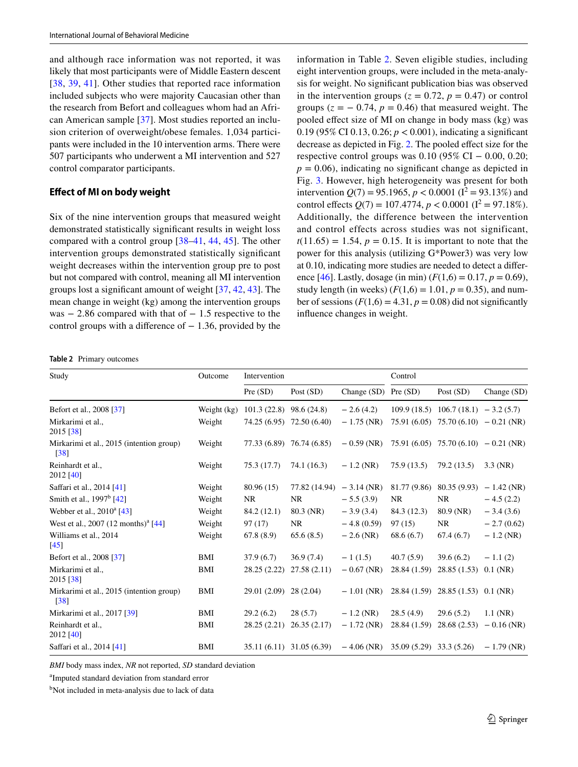and although race information was not reported, it was likely that most participants were of Middle Eastern descent [38, 39, 41]. Other studies that reported race information included subjects who were majority Caucasian other than the research from Befort and colleagues whom had an African American sample [37]. Most studies reported an inclusion criterion of overweight/obese females. 1,034 participants were included in the 10 intervention arms. There were 507 participants who underwent a MI intervention and 527 control comparator participants.

### Effect of MI on body weight

Six of the nine intervention groups that measured weight demonstrated statistically significant results in weight loss compared with a control group [38–41, 44, 45]. The other intervention groups demonstrated statistically significant weight decreases within the intervention group pre to post but not compared with control, meaning all MI intervention groups lost a significant amount of weight [37, 42, 43]. The mean change in weight (kg) among the intervention groups was − 2.86 compared with that of − 1.5 respective to the control groups with a difference of − 1.36, provided by the information in Table 2. Seven eligible studies, including eight intervention groups, were included in the meta-analysis for weight. No significant publication bias was observed in the intervention groups ($z = 0.72$, $p = 0.47$) or control groups ($z = -0.74$, $p = 0.46$) that measured weight. The pooled effect size of MI on change in body mass (kg) was 0.19 (95% CI 0.13, 0.26; $p < 0.001$), indicating a significant decrease as depicted in Fig. 2. The pooled effect size for the respective control groups was 0.10 (95% CI − 0.00, 0.20; $p = 0.06$), indicating no significant change as depicted in Fig. 3. However, high heterogeneity was present for both intervention $Q(7) = 95.1965$, $p < 0.0001$ ($I^2 = 93.13\%$) and control effects $Q(7) = 107.4774$, $p < 0.0001$ ($I^2 = 97.18\%$). Additionally, the difference between the intervention and control effects across studies was not significant, $t(11.65) = 1.54$, $p = 0.15$. It is important to note that the power for this analysis (utilizing G*Power3) was very low at 0.10, indicating more studies are needed to detect a difference [46]. Lastly, dosage (in min) ($F(1,6) = 0.17$, $p = 0.69$), study length (in weeks) ($F(1,6) = 1.01$, $p = 0.35$), and number of sessions ($F(1,6) = 4.31$, $p = 0.08$) did not significantly influence changes in weight.

**Table 2** Primary outcomes

| Study | Outcome | Intervention | | | Control | | |
|---|---|---|---|---|---|---|---|
| | | Pre (SD) | Post (SD) | Change (SD) | Pre (SD) | Post (SD) | Change (SD) |
| Befort et al., 2008 [37] | Weight (kg) | 101.3 (22.8) | 98.6 (24.8) | − 2.6 (4.2) | 109.9 (18.5) | 106.7 (18.1) | − 3.2 (5.7) |
| Mirkarimi et al., 2015 [38] | Weight | 74.25 (6.95) | 72.50 (6.40) | − 1.75 (NR) | 75.91 (6.05) | 75.70 (6.10) | − 0.21 (NR) |
| Mirkarimi et al., 2015 (intention group) [38] | Weight | 77.33 (6.89) | 76.74 (6.85) | − 0.59 (NR) | 75.91 (6.05) | 75.70 (6.10) | − 0.21 (NR) |
| Reinhardt et al., 2012 [40] | Weight | 75.3 (17.7) | 74.1 (16.3) | − 1.2 (NR) | 75.9 (13.5) | 79.2 (13.5) | 3.3 (NR) |
| Saffari et al., 2014 [41] | Weight | 80.96 (15) | 77.82 (14.94) | − 3.14 (NR) | 81.77 (9.86) | 80.35 (9.93) | − 1.42 (NR) |
| Smith et al., 1997[b] [42] | Weight | NR | NR | − 5.5 (3.9) | NR | NR | − 4.5 (2.2) |
| Webber et al., 2010[a] [43] | Weight | 84.2 (12.1) | 80.3 (NR) | − 3.9 (3.4) | 84.3 (12.3) | 80.9 (NR) | − 3.4 (3.6) |
| West et al., 2007 (12 months)[a] [44] | Weight | 97 (17) | NR | − 4.8 (0.59) | 97 (15) | NR | − 2.7 (0.62) |
| Williams et al., 2014 [45] | Weight | 67.8 (8.9) | 65.6 (8.5) | − 2.6 (NR) | 68.6 (6.7) | 67.4 (6.7) | − 1.2 (NR) |
| Befort et al., 2008 [37] | BMI | 37.9 (6.7) | 36.9 (7.4) | − 1 (1.5) | 40.7 (5.9) | 39.6 (6.2) | − 1.1 (2) |
| Mirkarimi et al., 2015 [38] | BMI | 28.25 (2.22) | 27.58 (2.11) | − 0.67 (NR) | 28.84 (1.59) | 28.85 (1.53) | 0.1 (NR) |
| Mirkarimi et al., 2015 (intention group) [38] | BMI | 29.01 (2.09) | 28 (2.04) | − 1.01 (NR) | 28.84 (1.59) | 28.85 (1.53) | 0.1 (NR) |
| Mirkarimi et al., 2017 [39] | BMI | 29.2 (6.2) | 28 (5.7) | − 1.2 (NR) | 28.5 (4.9) | 29.6 (5.2) | 1.1 (NR) |
| Reinhardt et al., 2012 [40] | BMI | 28.25 (2.21) | 26.35 (2.17) | − 1.72 (NR) | 28.84 (1.59) | 28.68 (2.53) | − 0.16 (NR) |
| Saffari et al., 2014 [41] | BMI | 35.11 (6.11) | 31.05 (6.39) | − 4.06 (NR) | 35.09 (5.29) | 33.3 (5.26) | − 1.79 (NR) |

*BMI* body mass index, *NR* not reported, *SD* standard deviation

[a]Imputed standard deviation from standard error

[b]Not included in meta-analysis due to lack of data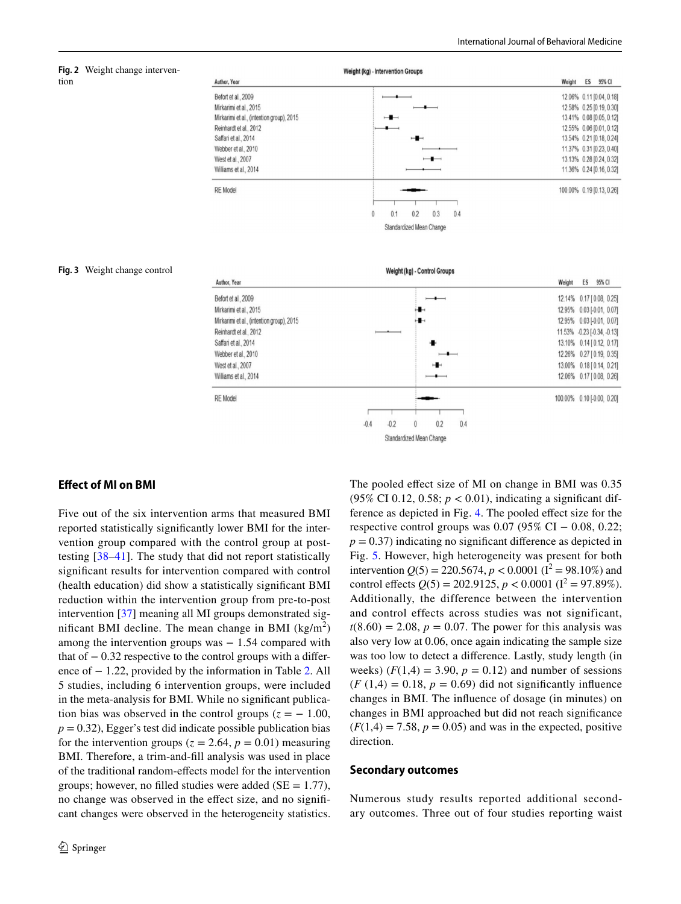**Fig. 2** Weight change intervention

Weight (kg) - Intervention Groups

| Author, Year | Weight | ES | 95% CI |
|---|---|---|---|
| Befort et al., 2009 | 12.06% | 0.11 | [0.04, 0.18] |
| Mirkarimi et al., 2015 | 12.58% | 0.25 | [0.19, 0.30] |
| Mirkarimi et al., (intention group), 2015 | 13.41% | 0.08 | [0.05, 0.12] |
| Reinhardt et al., 2012 | 12.55% | 0.06 | [0.01, 0.12] |
| Saffari et al., 2014 | 13.54% | 0.21 | [0.18, 0.24] |
| Webber et al., 2010 | 11.37% | 0.31 | [0.23, 0.40] |
| West et al., 2007 | 13.13% | 0.28 | [0.24, 0.32] |
| Williams et al., 2014 | 11.36% | 0.24 | [0.16, 0.32] |
| RE Model | 100.00% | 0.19 | [0.13, 0.26] |

Standardized Mean Change

**Fig. 3** Weight change control

Weight (kg) - Control Groups

| Author, Year | Weight | ES | 95% CI |
|---|---|---|---|
| Befort et al., 2009 | 12.14% | 0.17 | [0.08, 0.25] |
| Mirkarimi et al., 2015 | 12.95% | 0.03 | [-0.01, 0.07] |
| Mirkarimi et al., (intention group), 2015 | 12.95% | 0.03 | [-0.01, 0.07] |
| Reinhardt et al., 2012 | 11.53% | -0.23 | [-0.34, -0.13] |
| Saffari et al., 2014 | 13.10% | 0.14 | [0.12, 0.17] |
| Webber et al., 2010 | 12.26% | 0.27 | [0.19, 0.35] |
| West et al., 2007 | 13.00% | 0.18 | [0.14, 0.21] |
| Williams et al., 2014 | 12.06% | 0.17 | [0.08, 0.26] |
| RE Model | 100.00% | 0.10 | [-0.00, 0.20] |

Standardized Mean Change

## Effect of MI on BMI

Five out of the six intervention arms that measured BMI reported statistically significantly lower BMI for the intervention group compared with the control group at post-testing [38–41]. The study that did not report statistically significant results for intervention compared with control (health education) did show a statistically significant BMI reduction within the intervention group from pre-to-post intervention [37] meaning all MI groups demonstrated significant BMI decline. The mean change in BMI (kg/m$^2$) among the intervention groups was − 1.54 compared with that of − 0.32 respective to the control groups with a difference of − 1.22, provided by the information in Table 2. All 5 studies, including 6 intervention groups, were included in the meta-analysis for BMI. While no significant publication bias was observed in the control groups ($z = -1.00$, $p = 0.32$), Egger's test did indicate possible publication bias for the intervention groups ($z = 2.64$, $p = 0.01$) measuring BMI. Therefore, a trim-and-fill analysis was used in place of the traditional random-effects model for the intervention groups; however, no filled studies were added (SE = 1.77), no change was observed in the effect size, and no significant changes were observed in the heterogeneity statistics.

The pooled effect size of MI on change in BMI was 0.35 (95% CI 0.12, 0.58; $p < 0.01$), indicating a significant difference as depicted in Fig. 4. The pooled effect size for the respective control groups was 0.07 (95% CI − 0.08, 0.22; $p = 0.37$) indicating no significant difference as depicted in Fig. 5. However, high heterogeneity was present for both intervention $Q(5) = 220.5674$, $p < 0.0001$ ($I^2 = 98.10\%$) and control effects $Q(5) = 202.9125$, $p < 0.0001$ ($I^2 = 97.89\%$). Additionally, the difference between the intervention and control effects across studies was not significant, $t(8.60) = 2.08$, $p = 0.07$. The power for this analysis was also very low at 0.06, once again indicating the sample size was too low to detect a difference. Lastly, study length (in weeks) ($F(1,4) = 3.90$, $p = 0.12$) and number of sessions ($F(1,4) = 0.18$, $p = 0.69$) did not significantly influence changes in BMI. The influence of dosage (in minutes) on changes in BMI approached but did not reach significance ($F(1,4) = 7.58$, $p = 0.05$) and was in the expected, positive direction.

## Secondary outcomes

Numerous study results reported additional secondary outcomes. Three out of four studies reporting waist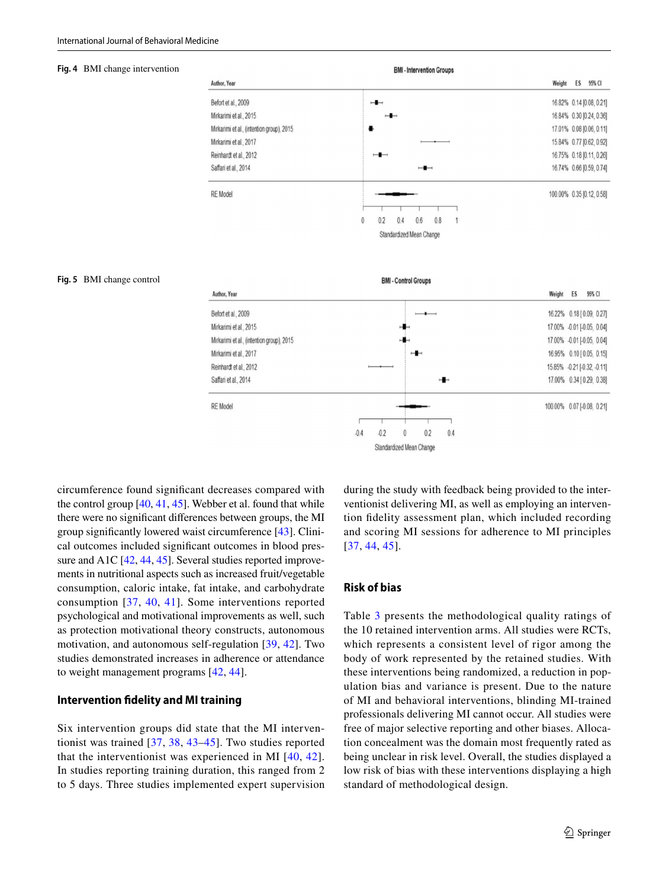**Fig. 4** BMI change intervention

BMI - Intervention Groups

| Author, Year | Weight | ES | 95% CI |
|---|---|---|---|
| Befort et al., 2009 | 16.82% | 0.14 | [0.08, 0.21] |
| Mirkarimi et al., 2015 | 16.84% | 0.30 | [0.24, 0.36] |
| Mirkarimi et al., (intention group), 2015 | 17.01% | 0.08 | [0.06, 0.11] |
| Mirkarimi et al., 2017 | 15.84% | 0.77 | [0.62, 0.92] |
| Reinhardt et al., 2012 | 16.75% | 0.18 | [0.11, 0.26] |
| Saffari et al., 2014 | 16.74% | 0.66 | [0.59, 0.74] |
| RE Model | 100.00% | 0.35 | [0.12, 0.58] |

Standardized Mean Change

**Fig. 5** BMI change control

BMI - Control Groups

| Author, Year | Weight | ES | 95% CI |
|---|---|---|---|
| Befort et al., 2009 | 16.22% | 0.18 | [0.09, 0.27] |
| Mirkarimi et al., 2015 | 17.00% | -0.01 | [-0.05, 0.04] |
| Mirkarimi et al., (intention group), 2015 | 17.00% | -0.01 | [-0.05, 0.04] |
| Mirkarimi et al., 2017 | 16.95% | 0.10 | [0.05, 0.15] |
| Reinhardt et al., 2012 | 15.85% | -0.21 | [-0.32, -0.11] |
| Saffari et al., 2014 | 17.00% | 0.34 | [0.29, 0.38] |
| RE Model | 100.00% | 0.07 | [-0.08, 0.21] |

Standardized Mean Change

circumference found significant decreases compared with the control group [40, 41, 45]. Webber et al. found that while there were no significant differences between groups, the MI group significantly lowered waist circumference [43]. Clinical outcomes included significant outcomes in blood pressure and A1C [42, 44, 45]. Several studies reported improvements in nutritional aspects such as increased fruit/vegetable consumption, caloric intake, fat intake, and carbohydrate consumption [37, 40, 41]. Some interventions reported psychological and motivational improvements as well, such as protection motivational theory constructs, autonomous motivation, and autonomous self-regulation [39, 42]. Two studies demonstrated increases in adherence or attendance to weight management programs [42, 44].

## Intervention fidelity and MI training

Six intervention groups did state that the MI interventionist was trained [37, 38, 43–45]. Two studies reported that the interventionist was experienced in MI [40, 42]. In studies reporting training duration, this ranged from 2 to 5 days. Three studies implemented expert supervision during the study with feedback being provided to the interventionist delivering MI, as well as employing an intervention fidelity assessment plan, which included recording and scoring MI sessions for adherence to MI principles [37, 44, 45].

## Risk of bias

Table 3 presents the methodological quality ratings of the 10 retained intervention arms. All studies were RCTs, which represents a consistent level of rigor among the body of work represented by the retained studies. With these interventions being randomized, a reduction in population bias and variance is present. Due to the nature of MI and behavioral interventions, blinding MI-trained professionals delivering MI cannot occur. All studies were free of major selective reporting and other biases. Allocation concealment was the domain most frequently rated as being unclear in risk level. Overall, the studies displayed a low risk of bias with these interventions displaying a high standard of methodological design.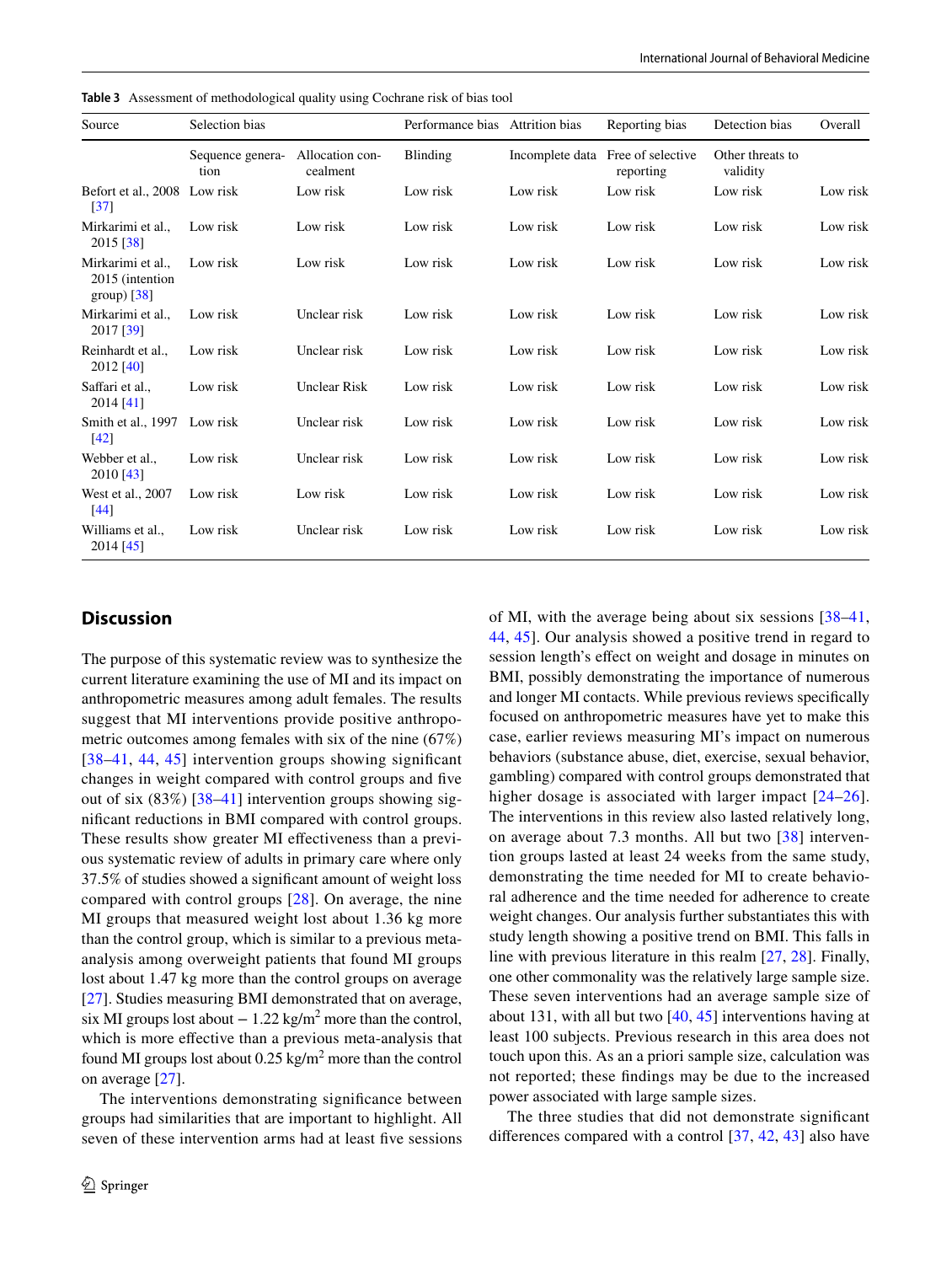**Table 3** Assessment of methodological quality using Cochrane risk of bias tool

| Source | Selection bias | | Performance bias | Attrition bias | Reporting bias | Detection bias | Overall |
|---|---|---|---|---|---|---|---|
| | Sequence generation | Allocation concealment | Blinding | Incomplete data | Free of selective reporting | Other threats to validity | |
| Befort et al., 2008 [37] | Low risk | Low risk | Low risk | Low risk | Low risk | Low risk | Low risk |
| Mirkarimi et al., 2015 [38] | Low risk | Low risk | Low risk | Low risk | Low risk | Low risk | Low risk |
| Mirkarimi et al., 2015 (intention group) [38] | Low risk | Low risk | Low risk | Low risk | Low risk | Low risk | Low risk |
| Mirkarimi et al., 2017 [39] | Low risk | Unclear risk | Low risk | Low risk | Low risk | Low risk | Low risk |
| Reinhardt et al., 2012 [40] | Low risk | Unclear risk | Low risk | Low risk | Low risk | Low risk | Low risk |
| Saffari et al., 2014 [41] | Low risk | Unclear Risk | Low risk | Low risk | Low risk | Low risk | Low risk |
| Smith et al., 1997 [42] | Low risk | Unclear risk | Low risk | Low risk | Low risk | Low risk | Low risk |
| Webber et al., 2010 [43] | Low risk | Unclear risk | Low risk | Low risk | Low risk | Low risk | Low risk |
| West et al., 2007 [44] | Low risk | Low risk | Low risk | Low risk | Low risk | Low risk | Low risk |
| Williams et al., 2014 [45] | Low risk | Unclear risk | Low risk | Low risk | Low risk | Low risk | Low risk |

## Discussion

The purpose of this systematic review was to synthesize the current literature examining the use of MI and its impact on anthropometric measures among adult females. The results suggest that MI interventions provide positive anthropometric outcomes among females with six of the nine (67%) [38–41, 44, 45] intervention groups showing significant changes in weight compared with control groups and five out of six (83%) [38–41] intervention groups showing significant reductions in BMI compared with control groups. These results show greater MI effectiveness than a previous systematic review of adults in primary care where only 37.5% of studies showed a significant amount of weight loss compared with control groups [28]. On average, the nine MI groups that measured weight lost about 1.36 kg more than the control group, which is similar to a previous meta-analysis among overweight patients that found MI groups lost about 1.47 kg more than the control groups on average [27]. Studies measuring BMI demonstrated that on average, six MI groups lost about − 1.22 kg/m$^2$ more than the control, which is more effective than a previous meta-analysis that found MI groups lost about 0.25 kg/m$^2$ more than the control on average [27].

The interventions demonstrating significance between groups had similarities that are important to highlight. All seven of these intervention arms had at least five sessions of MI, with the average being about six sessions [38–41, 44, 45]. Our analysis showed a positive trend in regard to session length's effect on weight and dosage in minutes on BMI, possibly demonstrating the importance of numerous and longer MI contacts. While previous reviews specifically focused on anthropometric measures have yet to make this case, earlier reviews measuring MI's impact on numerous behaviors (substance abuse, diet, exercise, sexual behavior, gambling) compared with control groups demonstrated that higher dosage is associated with larger impact [24–26]. The interventions in this review also lasted relatively long, on average about 7.3 months. All but two [38] intervention groups lasted at least 24 weeks from the same study, demonstrating the time needed for MI to create behavioral adherence and the time needed for adherence to create weight changes. Our analysis further substantiates this with study length showing a positive trend on BMI. This falls in line with previous literature in this realm [27, 28]. Finally, one other commonality was the relatively large sample size. These seven interventions had an average sample size of about 131, with all but two [40, 45] interventions having at least 100 subjects. Previous research in this area does not touch upon this. As an a priori sample size, calculation was not reported; these findings may be due to the increased power associated with large sample sizes.

The three studies that did not demonstrate significant differences compared with a control [37, 42, 43] also have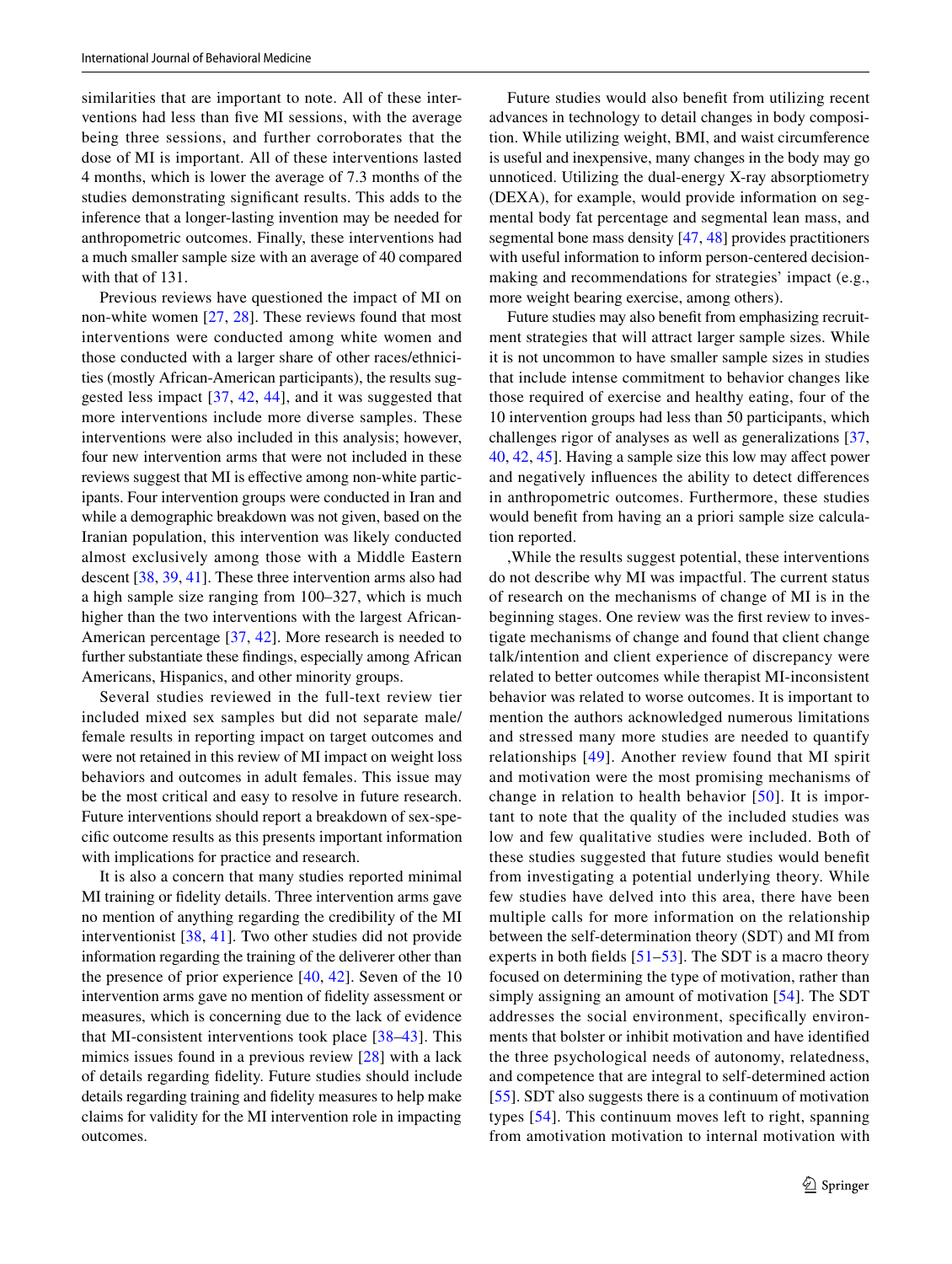similarities that are important to note. All of these interventions had less than five MI sessions, with the average being three sessions, and further corroborates that the dose of MI is important. All of these interventions lasted 4 months, which is lower the average of 7.3 months of the studies demonstrating significant results. This adds to the inference that a longer-lasting invention may be needed for anthropometric outcomes. Finally, these interventions had a much smaller sample size with an average of 40 compared with that of 131.

Previous reviews have questioned the impact of MI on non-white women [27, 28]. These reviews found that most interventions were conducted among white women and those conducted with a larger share of other races/ethnicities (mostly African-American participants), the results suggested less impact [37, 42, 44], and it was suggested that more interventions include more diverse samples. These interventions were also included in this analysis; however, four new intervention arms that were not included in these reviews suggest that MI is effective among non-white participants. Four intervention groups were conducted in Iran and while a demographic breakdown was not given, based on the Iranian population, this intervention was likely conducted almost exclusively among those with a Middle Eastern descent [38, 39, 41]. These three intervention arms also had a high sample size ranging from 100–327, which is much higher than the two interventions with the largest African-American percentage [37, 42]. More research is needed to further substantiate these findings, especially among African Americans, Hispanics, and other minority groups.

Several studies reviewed in the full-text review tier included mixed sex samples but did not separate male/female results in reporting impact on target outcomes and were not retained in this review of MI impact on weight loss behaviors and outcomes in adult females. This issue may be the most critical and easy to resolve in future research. Future interventions should report a breakdown of sex-specific outcome results as this presents important information with implications for practice and research.

It is also a concern that many studies reported minimal MI training or fidelity details. Three intervention arms gave no mention of anything regarding the credibility of the MI interventionist [38, 41]. Two other studies did not provide information regarding the training of the deliverer other than the presence of prior experience [40, 42]. Seven of the 10 intervention arms gave no mention of fidelity assessment or measures, which is concerning due to the lack of evidence that MI-consistent interventions took place [38–43]. This mimics issues found in a previous review [28] with a lack of details regarding fidelity. Future studies should include details regarding training and fidelity measures to help make claims for validity for the MI intervention role in impacting outcomes.

Future studies would also benefit from utilizing recent advances in technology to detail changes in body composition. While utilizing weight, BMI, and waist circumference is useful and inexpensive, many changes in the body may go unnoticed. Utilizing the dual-energy X-ray absorptiometry (DEXA), for example, would provide information on segmental body fat percentage and segmental lean mass, and segmental bone mass density [47, 48] provides practitioners with useful information to inform person-centered decision-making and recommendations for strategies' impact (e.g., more weight bearing exercise, among others).

Future studies may also benefit from emphasizing recruitment strategies that will attract larger sample sizes. While it is not uncommon to have smaller sample sizes in studies that include intense commitment to behavior changes like those required of exercise and healthy eating, four of the 10 intervention groups had less than 50 participants, which challenges rigor of analyses as well as generalizations [37, 40, 42, 45]. Having a sample size this low may affect power and negatively influences the ability to detect differences in anthropometric outcomes. Furthermore, these studies would benefit from having an a priori sample size calculation reported.

,While the results suggest potential, these interventions do not describe why MI was impactful. The current status of research on the mechanisms of change of MI is in the beginning stages. One review was the first review to investigate mechanisms of change and found that client change talk/intention and client experience of discrepancy were related to better outcomes while therapist MI-inconsistent behavior was related to worse outcomes. It is important to mention the authors acknowledged numerous limitations and stressed many more studies are needed to quantify relationships [49]. Another review found that MI spirit and motivation were the most promising mechanisms of change in relation to health behavior [50]. It is important to note that the quality of the included studies was low and few qualitative studies were included. Both of these studies suggested that future studies would benefit from investigating a potential underlying theory. While few studies have delved into this area, there have been multiple calls for more information on the relationship between the self-determination theory (SDT) and MI from experts in both fields [51–53]. The SDT is a macro theory focused on determining the type of motivation, rather than simply assigning an amount of motivation [54]. The SDT addresses the social environment, specifically environments that bolster or inhibit motivation and have identified the three psychological needs of autonomy, relatedness, and competence that are integral to self-determined action [55]. SDT also suggests there is a continuum of motivation types [54]. This continuum moves left to right, spanning from amotivation motivation to internal motivation with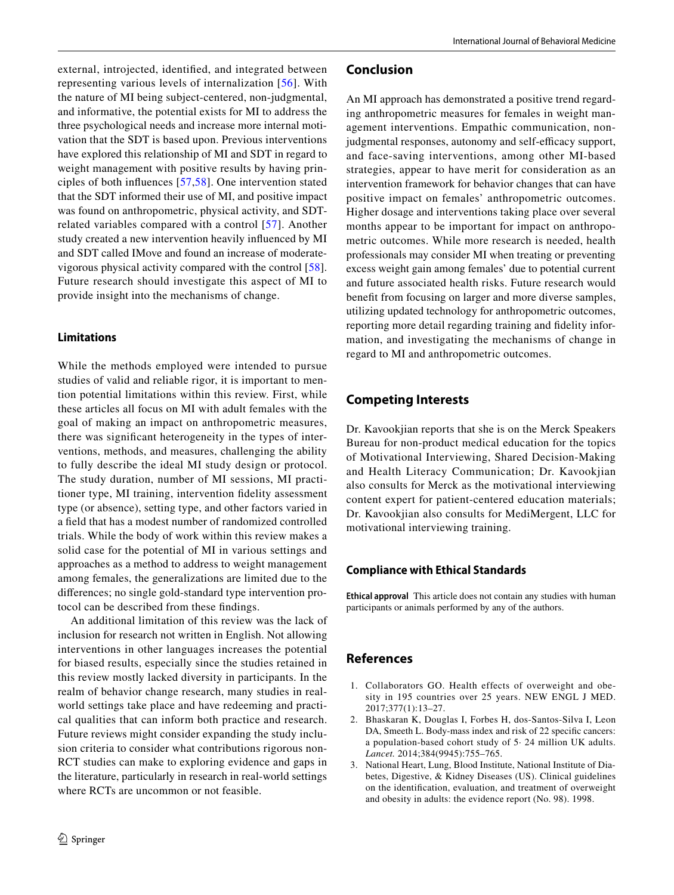external, introjected, identified, and integrated between representing various levels of internalization [56]. With the nature of MI being subject-centered, non-judgmental, and informative, the potential exists for MI to address the three psychological needs and increase more internal motivation that the SDT is based upon. Previous interventions have explored this relationship of MI and SDT in regard to weight management with positive results by having principles of both influences [57,58]. One intervention stated that the SDT informed their use of MI, and positive impact was found on anthropometric, physical activity, and SDT-related variables compared with a control [57]. Another study created a new intervention heavily influenced by MI and SDT called IMove and found an increase of moderate-vigorous physical activity compared with the control [58]. Future research should investigate this aspect of MI to provide insight into the mechanisms of change.

### Limitations

While the methods employed were intended to pursue studies of valid and reliable rigor, it is important to mention potential limitations within this review. First, while these articles all focus on MI with adult females with the goal of making an impact on anthropometric measures, there was significant heterogeneity in the types of interventions, methods, and measures, challenging the ability to fully describe the ideal MI study design or protocol. The study duration, number of MI sessions, MI practitioner type, MI training, intervention fidelity assessment type (or absence), setting type, and other factors varied in a field that has a modest number of randomized controlled trials. While the body of work within this review makes a solid case for the potential of MI in various settings and approaches as a method to address to weight management among females, the generalizations are limited due to the differences; no single gold-standard type intervention protocol can be described from these findings.

An additional limitation of this review was the lack of inclusion for research not written in English. Not allowing interventions in other languages increases the potential for biased results, especially since the studies retained in this review mostly lacked diversity in participants. In the realm of behavior change research, many studies in real-world settings take place and have redeeming and practical qualities that can inform both practice and research. Future reviews might consider expanding the study inclusion criteria to consider what contributions rigorous non-RCT studies can make to exploring evidence and gaps in the literature, particularly in research in real-world settings where RCTs are uncommon or not feasible.

## Conclusion

An MI approach has demonstrated a positive trend regarding anthropometric measures for females in weight management interventions. Empathic communication, non-judgmental responses, autonomy and self-efficacy support, and face-saving interventions, among other MI-based strategies, appear to have merit for consideration as an intervention framework for behavior changes that can have positive impact on females' anthropometric outcomes. Higher dosage and interventions taking place over several months appear to be important for impact on anthropometric outcomes. While more research is needed, health professionals may consider MI when treating or preventing excess weight gain among females' due to potential current and future associated health risks. Future research would benefit from focusing on larger and more diverse samples, utilizing updated technology for anthropometric outcomes, reporting more detail regarding training and fidelity information, and investigating the mechanisms of change in regard to MI and anthropometric outcomes.

## Competing Interests

Dr. Kavookjian reports that she is on the Merck Speakers Bureau for non-product medical education for the topics of Motivational Interviewing, Shared Decision-Making and Health Literacy Communication; Dr. Kavookjian also consults for Merck as the motivational interviewing content expert for patient-centered education materials; Dr. Kavookjian also consults for MediMergent, LLC for motivational interviewing training.

### Compliance with Ethical Standards

**Ethical approval** This article does not contain any studies with human participants or animals performed by any of the authors.

## References

1. Collaborators GO. Health effects of overweight and obesity in 195 countries over 25 years. NEW ENGL J MED. 2017;377(1):13–27.
2. Bhaskaran K, Douglas I, Forbes H, dos-Santos-Silva I, Leon DA, Smeeth L. Body-mass index and risk of 22 specific cancers: a population-based cohort study of 5· 24 million UK adults. *Lancet.* 2014;384(9945):755–765.
3. National Heart, Lung, Blood Institute, National Institute of Diabetes, Digestive, & Kidney Diseases (US). Clinical guidelines on the identification, evaluation, and treatment of overweight and obesity in adults: the evidence report (No. 98). 1998.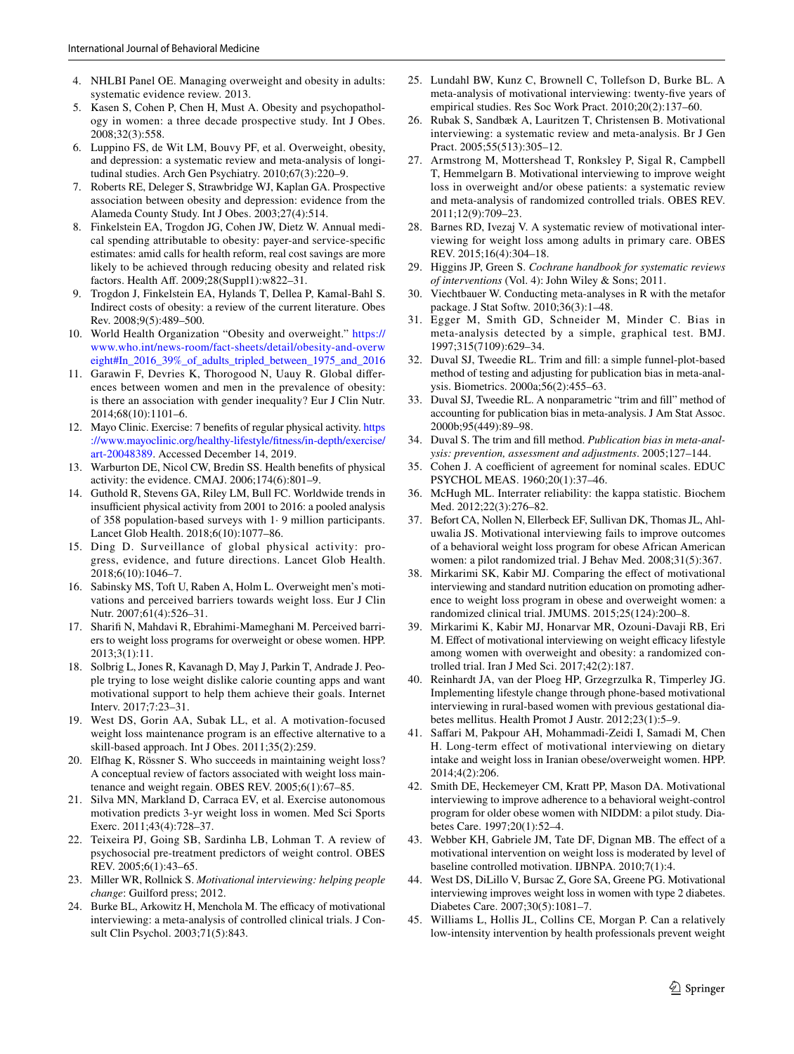4. NHLBI Panel OE. Managing overweight and obesity in adults: systematic evidence review. 2013.
5. Kasen S, Cohen P, Chen H, Must A. Obesity and psychopathology in women: a three decade prospective study. Int J Obes. 2008;32(3):558.
6. Luppino FS, de Wit LM, Bouvy PF, et al. Overweight, obesity, and depression: a systematic review and meta-analysis of longitudinal studies. Arch Gen Psychiatry. 2010;67(3):220–9.
7. Roberts RE, Deleger S, Strawbridge WJ, Kaplan GA. Prospective association between obesity and depression: evidence from the Alameda County Study. Int J Obes. 2003;27(4):514.
8. Finkelstein EA, Trogdon JG, Cohen JW, Dietz W. Annual medical spending attributable to obesity: payer-and service-specific estimates: amid calls for health reform, real cost savings are more likely to be achieved through reducing obesity and related risk factors. Health Aff. 2009;28(Suppl1):w822–31.
9. Trogdon J, Finkelstein EA, Hylands T, Dellea P, Kamal-Bahl S. Indirect costs of obesity: a review of the current literature. Obes Rev. 2008;9(5):489–500.
10. World Health Organization "Obesity and overweight." https://www.who.int/news-room/fact-sheets/detail/obesity-and-overweight#In_2016_39%_of_adults_tripled_between_1975_and_2016
11. Garawin F, Devries K, Thorogood N, Uauy R. Global differences between women and men in the prevalence of obesity: is there an association with gender inequality? Eur J Clin Nutr. 2014;68(10):1101–6.
12. Mayo Clinic. Exercise: 7 benefits of regular physical activity. https://www.mayoclinic.org/healthy-lifestyle/fitness/in-depth/exercise/art-20048389. Accessed December 14, 2019.
13. Warburton DE, Nicol CW, Bredin SS. Health benefits of physical activity: the evidence. CMAJ. 2006;174(6):801–9.
14. Guthold R, Stevens GA, Riley LM, Bull FC. Worldwide trends in insufficient physical activity from 2001 to 2016: a pooled analysis of 358 population-based surveys with 1· 9 million participants. Lancet Glob Health. 2018;6(10):1077–86.
15. Ding D. Surveillance of global physical activity: progress, evidence, and future directions. Lancet Glob Health. 2018;6(10):1046–7.
16. Sabinsky MS, Toft U, Raben A, Holm L. Overweight men's motivations and perceived barriers towards weight loss. Eur J Clin Nutr. 2007;61(4):526–31.
17. Sharifi N, Mahdavi R, Ebrahimi-Mameghani M. Perceived barriers to weight loss programs for overweight or obese women. HPP. 2013;3(1):11.
18. Solbrig L, Jones R, Kavanagh D, May J, Parkin T, Andrade J. People trying to lose weight dislike calorie counting apps and want motivational support to help them achieve their goals. Internet Interv. 2017;7:23–31.
19. West DS, Gorin AA, Subak LL, et al. A motivation-focused weight loss maintenance program is an effective alternative to a skill-based approach. Int J Obes. 2011;35(2):259.
20. Elfhag K, Rössner S. Who succeeds in maintaining weight loss? A conceptual review of factors associated with weight loss maintenance and weight regain. OBES REV. 2005;6(1):67–85.
21. Silva MN, Markland D, Carraca EV, et al. Exercise autonomous motivation predicts 3-yr weight loss in women. Med Sci Sports Exerc. 2011;43(4):728–37.
22. Teixeira PJ, Going SB, Sardinha LB, Lohman T. A review of psychosocial pre-treatment predictors of weight control. OBES REV. 2005;6(1):43–65.
23. Miller WR, Rollnick S. *Motivational interviewing: helping people change*: Guilford press; 2012.
24. Burke BL, Arkowitz H, Menchola M. The efficacy of motivational interviewing: a meta-analysis of controlled clinical trials. J Consult Clin Psychol. 2003;71(5):843.
25. Lundahl BW, Kunz C, Brownell C, Tollefson D, Burke BL. A meta-analysis of motivational interviewing: twenty-five years of empirical studies. Res Soc Work Pract. 2010;20(2):137–60.
26. Rubak S, Sandbæk A, Lauritzen T, Christensen B. Motivational interviewing: a systematic review and meta-analysis. Br J Gen Pract. 2005;55(513):305–12.
27. Armstrong M, Mottershead T, Ronksley P, Sigal R, Campbell T, Hemmelgarn B. Motivational interviewing to improve weight loss in overweight and/or obese patients: a systematic review and meta-analysis of randomized controlled trials. OBES REV. 2011;12(9):709–23.
28. Barnes RD, Ivezaj V. A systematic review of motivational interviewing for weight loss among adults in primary care. OBES REV. 2015;16(4):304–18.
29. Higgins JP, Green S. *Cochrane handbook for systematic reviews of interventions* (Vol. 4): John Wiley & Sons; 2011.
30. Viechtbauer W. Conducting meta-analyses in R with the metafor package. J Stat Softw. 2010;36(3):1–48.
31. Egger M, Smith GD, Schneider M, Minder C. Bias in meta-analysis detected by a simple, graphical test. BMJ. 1997;315(7109):629–34.
32. Duval SJ, Tweedie RL. Trim and fill: a simple funnel-plot-based method of testing and adjusting for publication bias in meta-analysis. Biometrics. 2000a;56(2):455–63.
33. Duval SJ, Tweedie RL. A nonparametric "trim and fill" method of accounting for publication bias in meta-analysis. J Am Stat Assoc. 2000b;95(449):89–98.
34. Duval S. The trim and fill method. *Publication bias in meta-analysis: prevention, assessment and adjustments*. 2005;127–144.
35. Cohen J. A coefficient of agreement for nominal scales. EDUC PSYCHOL MEAS. 1960;20(1):37–46.
36. McHugh ML. Interrater reliability: the kappa statistic. Biochem Med. 2012;22(3):276–82.
37. Befort CA, Nollen N, Ellerbeck EF, Sullivan DK, Thomas JL, Ahluwalia JS. Motivational interviewing fails to improve outcomes of a behavioral weight loss program for obese African American women: a pilot randomized trial. J Behav Med. 2008;31(5):367.
38. Mirkarimi SK, Kabir MJ. Comparing the effect of motivational interviewing and standard nutrition education on promoting adherence to weight loss program in obese and overweight women: a randomized clinical trial. JMUMS. 2015;25(124):200–8.
39. Mirkarimi K, Kabir MJ, Honarvar MR, Ozouni-Davaji RB, Eri M. Effect of motivational interviewing on weight efficacy lifestyle among women with overweight and obesity: a randomized controlled trial. Iran J Med Sci. 2017;42(2):187.
40. Reinhardt JA, van der Ploeg HP, Grzegrzulka R, Timperley JG. Implementing lifestyle change through phone-based motivational interviewing in rural-based women with previous gestational diabetes mellitus. Health Promot J Austr. 2012;23(1):5–9.
41. Saffari M, Pakpour AH, Mohammadi-Zeidi I, Samadi M, Chen H. Long-term effect of motivational interviewing on dietary intake and weight loss in Iranian obese/overweight women. HPP. 2014;4(2):206.
42. Smith DE, Heckemeyer CM, Kratt PP, Mason DA. Motivational interviewing to improve adherence to a behavioral weight-control program for older obese women with NIDDM: a pilot study. Diabetes Care. 1997;20(1):52–4.
43. Webber KH, Gabriele JM, Tate DF, Dignan MB. The effect of a motivational intervention on weight loss is moderated by level of baseline controlled motivation. IJBNPA. 2010;7(1):4.
44. West DS, DiLillo V, Bursac Z, Gore SA, Greene PG. Motivational interviewing improves weight loss in women with type 2 diabetes. Diabetes Care. 2007;30(5):1081–7.
45. Williams L, Hollis JL, Collins CE, Morgan P. Can a relatively low-intensity intervention by health professionals prevent weight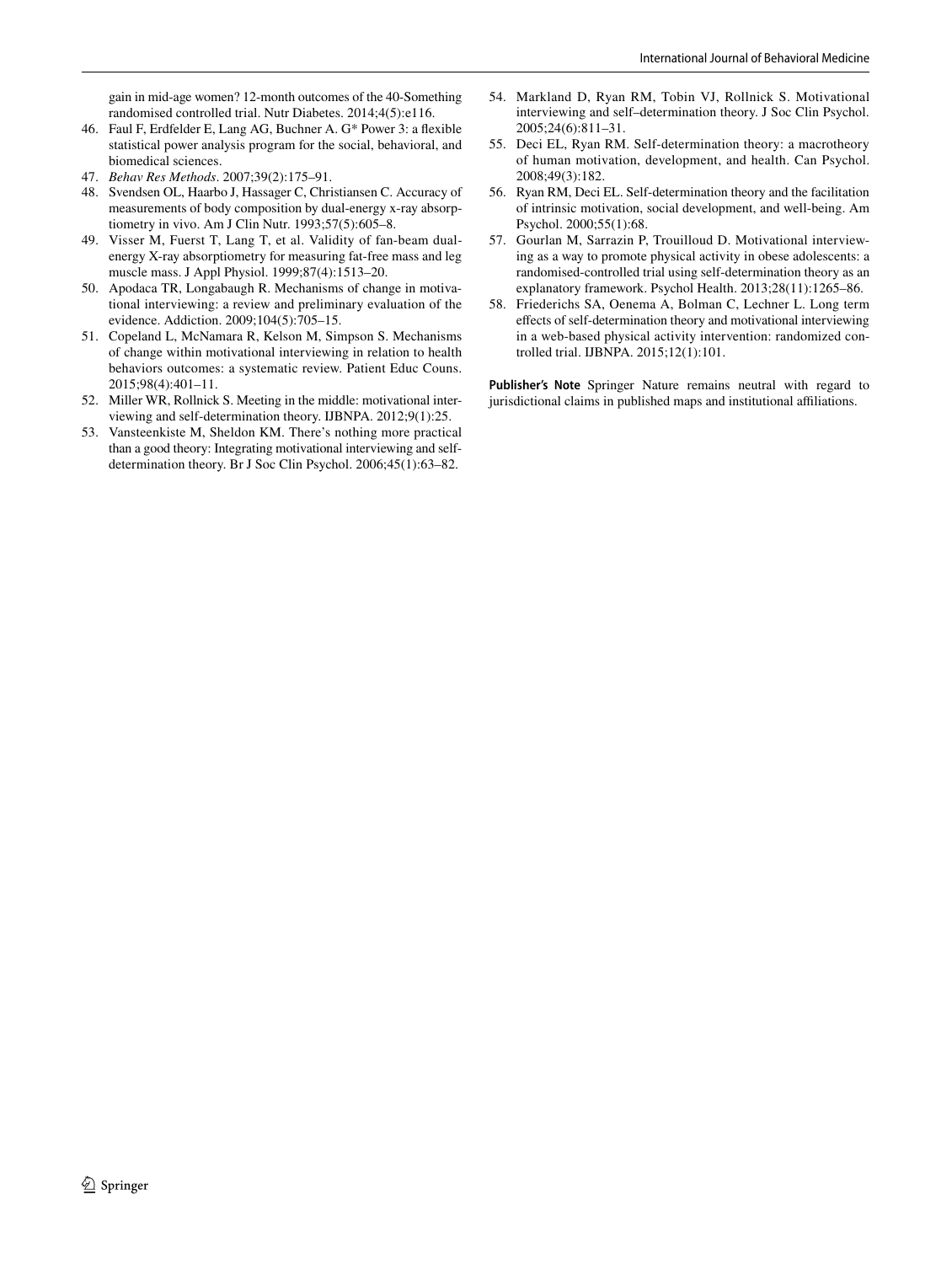gain in mid-age women? 12-month outcomes of the 40-Something randomised controlled trial. Nutr Diabetes. 2014;4(5):e116.

46. Faul F, Erdfelder E, Lang AG, Buchner A. G* Power 3: a flexible statistical power analysis program for the social, behavioral, and biomedical sciences.
47. *Behav Res Methods*. 2007;39(2):175–91.
48. Svendsen OL, Haarbo J, Hassager C, Christiansen C. Accuracy of measurements of body composition by dual-energy x-ray absorptiometry in vivo. Am J Clin Nutr. 1993;57(5):605–8.
49. Visser M, Fuerst T, Lang T, et al. Validity of fan-beam dual-energy X-ray absorptiometry for measuring fat-free mass and leg muscle mass. J Appl Physiol. 1999;87(4):1513–20.
50. Apodaca TR, Longabaugh R. Mechanisms of change in motivational interviewing: a review and preliminary evaluation of the evidence. Addiction. 2009;104(5):705–15.
51. Copeland L, McNamara R, Kelson M, Simpson S. Mechanisms of change within motivational interviewing in relation to health behaviors outcomes: a systematic review. Patient Educ Couns. 2015;98(4):401–11.
52. Miller WR, Rollnick S. Meeting in the middle: motivational interviewing and self-determination theory. IJBNPA. 2012;9(1):25.
53. Vansteenkiste M, Sheldon KM. There's nothing more practical than a good theory: Integrating motivational interviewing and self-determination theory. Br J Soc Clin Psychol. 2006;45(1):63–82.
54. Markland D, Ryan RM, Tobin VJ, Rollnick S. Motivational interviewing and self–determination theory. J Soc Clin Psychol. 2005;24(6):811–31.
55. Deci EL, Ryan RM. Self-determination theory: a macrotheory of human motivation, development, and health. Can Psychol. 2008;49(3):182.
56. Ryan RM, Deci EL. Self-determination theory and the facilitation of intrinsic motivation, social development, and well-being. Am Psychol. 2000;55(1):68.
57. Gourlan M, Sarrazin P, Trouilloud D. Motivational interviewing as a way to promote physical activity in obese adolescents: a randomised-controlled trial using self-determination theory as an explanatory framework. Psychol Health. 2013;28(11):1265–86.
58. Friederichs SA, Oenema A, Bolman C, Lechner L. Long term effects of self-determination theory and motivational interviewing in a web-based physical activity intervention: randomized controlled trial. IJBNPA. 2015;12(1):101.

**Publisher's Note** Springer Nature remains neutral with regard to jurisdictional claims in published maps and institutional affiliations.